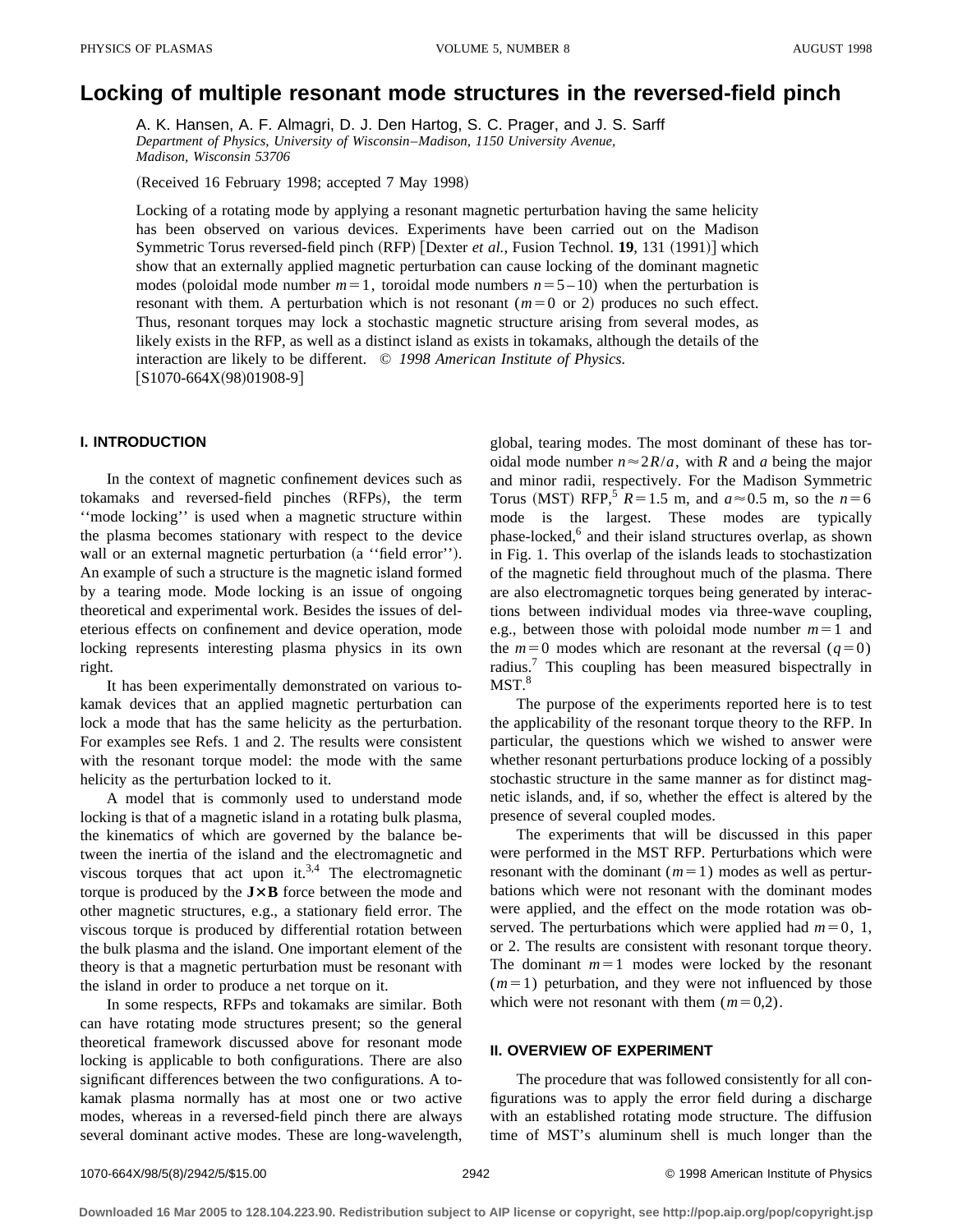# Locking of multiple resonant mode structures in the reversed-field pinch

A. K. Hansen, A. F. Almagri, D. J. Den Hartog, S. C. Prager, and J. S. Sarff
*Department of Physics, University of Wisconsin–Madison, 1150 University Avenue, Madison, Wisconsin 53706*

(Received 16 February 1998; accepted 7 May 1998)

Locking of a rotating mode by applying a resonant magnetic perturbation having the same helicity has been observed on various devices. Experiments have been carried out on the Madison Symmetric Torus reversed-field pinch (RFP) [Dexter *et al.*, Fusion Technol. **19**, 131 (1991)] which show that an externally applied magnetic perturbation can cause locking of the dominant magnetic modes (poloidal mode number $m=1$, toroidal mode numbers $n=5-10$) when the perturbation is resonant with them. A perturbation which is not resonant ($m=0$ or 2) produces no such effect. Thus, resonant torques may lock a stochastic magnetic structure arising from several modes, as likely exists in the RFP, as well as a distinct island as exists in tokamaks, although the details of the interaction are likely to be different. © *1998 American Institute of Physics.* [S1070-664X(98)01908-9]

## I. INTRODUCTION

In the context of magnetic confinement devices such as tokamaks and reversed-field pinches (RFPs), the term ''mode locking'' is used when a magnetic structure within the plasma becomes stationary with respect to the device wall or an external magnetic perturbation (a ''field error''). An example of such a structure is the magnetic island formed by a tearing mode. Mode locking is an issue of ongoing theoretical and experimental work. Besides the issues of deleterious effects on confinement and device operation, mode locking represents interesting plasma physics in its own right.

It has been experimentally demonstrated on various tokamak devices that an applied magnetic perturbation can lock a mode that has the same helicity as the perturbation. For examples see Refs. 1 and 2. The results were consistent with the resonant torque model: the mode with the same helicity as the perturbation locked to it.

A model that is commonly used to understand mode locking is that of a magnetic island in a rotating bulk plasma, the kinematics of which are governed by the balance between the inertia of the island and the electromagnetic and viscous torques that act upon it.[3,4] The electromagnetic torque is produced by the $\mathbf{J}\times\mathbf{B}$ force between the mode and other magnetic structures, e.g., a stationary field error. The viscous torque is produced by differential rotation between the bulk plasma and the island. One important element of the theory is that a magnetic perturbation must be resonant with the island in order to produce a net torque on it.

In some respects, RFPs and tokamaks are similar. Both can have rotating mode structures present; so the general theoretical framework discussed above for resonant mode locking is applicable to both configurations. There are also significant differences between the two configurations. A tokamak plasma normally has at most one or two active modes, whereas in a reversed-field pinch there are always several dominant active modes. These are long-wavelength, global, tearing modes. The most dominant of these has toroidal mode number $n\approx 2R/a$, with $R$ and $a$ being the major and minor radii, respectively. For the Madison Symmetric Torus (MST) RFP,[5] $R=1.5$ m, and $a\approx 0.5$ m, so the $n=6$ mode is the largest. These modes are typically phase-locked,[6] and their island structures overlap, as shown in Fig. 1. This overlap of the islands leads to stochastization of the magnetic field throughout much of the plasma. There are also electromagnetic torques being generated by interactions between individual modes via three-wave coupling, e.g., between those with poloidal mode number $m=1$ and the $m=0$ modes which are resonant at the reversal ($q=0$) radius.[7] This coupling has been measured bispectrally in MST.[8]

The purpose of the experiments reported here is to test the applicability of the resonant torque theory to the RFP. In particular, the questions which we wished to answer were whether resonant perturbations produce locking of a possibly stochastic structure in the same manner as for distinct magnetic islands, and, if so, whether the effect is altered by the presence of several coupled modes.

The experiments that will be discussed in this paper were performed in the MST RFP. Perturbations which were resonant with the dominant ($m=1$) modes as well as perturbations which were not resonant with the dominant modes were applied, and the effect on the mode rotation was observed. The perturbations which were applied had $m=0$, 1, or 2. The results are consistent with resonant torque theory. The dominant $m=1$ modes were locked by the resonant ($m=1$) peturbation, and they were not influenced by those which were not resonant with them ($m=0,2$).

## II. OVERVIEW OF EXPERIMENT

The procedure that was followed consistently for all configurations was to apply the error field during a discharge with an established rotating mode structure. The diffusion time of MST's aluminum shell is much longer than the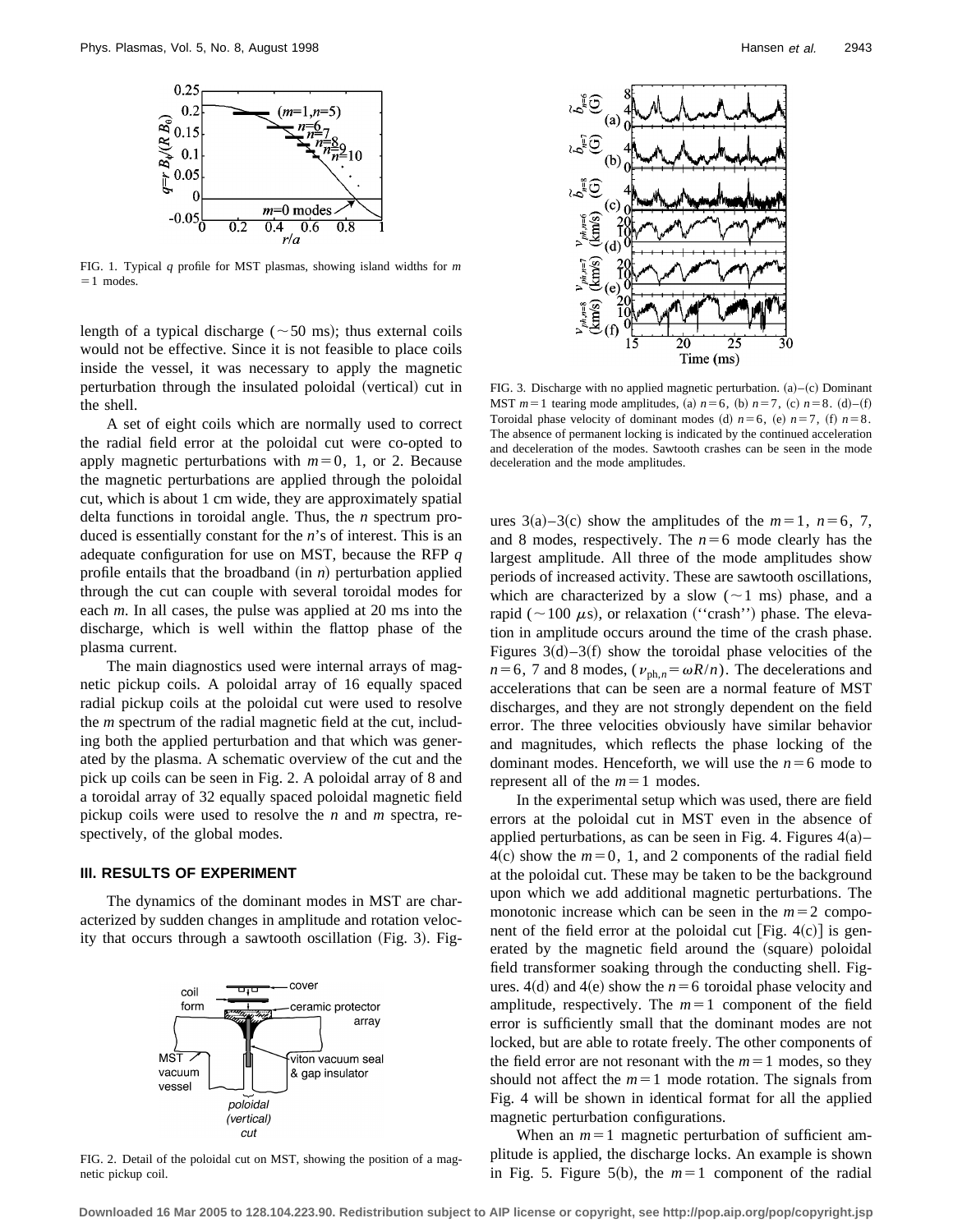FIG. 1. Typical $q$ profile for MST plasmas, showing island widths for $m=1$ modes.

length of a typical discharge (~50 ms); thus external coils would not be effective. Since it is not feasible to place coils inside the vessel, it was necessary to apply the magnetic perturbation through the insulated poloidal (vertical) cut in the shell.

A set of eight coils which are normally used to correct the radial field error at the poloidal cut were co-opted to apply magnetic perturbations with $m=0$, 1, or 2. Because the magnetic perturbations are applied through the poloidal cut, which is about 1 cm wide, they are approximately spatial delta functions in toroidal angle. Thus, the $n$ spectrum produced is essentially constant for the $n$'s of interest. This is an adequate configuration for use on MST, because the RFP $q$ profile entails that the broadband (in $n$) perturbation applied through the cut can couple with several toroidal modes for each $m$. In all cases, the pulse was applied at 20 ms into the discharge, which is well within the flattop phase of the plasma current.

The main diagnostics used were internal arrays of magnetic pickup coils. A poloidal array of 16 equally spaced radial pickup coils at the poloidal cut were used to resolve the $m$ spectrum of the radial magnetic field at the cut, including both the applied perturbation and that which was generated by the plasma. A schematic overview of the cut and the pick up coils can be seen in Fig. 2. A poloidal array of 8 and a toroidal array of 32 equally spaced poloidal magnetic field pickup coils were used to resolve the $n$ and $m$ spectra, respectively, of the global modes.

## III. RESULTS OF EXPERIMENT

The dynamics of the dominant modes in MST are characterized by sudden changes in amplitude and rotation velocity that occurs through a sawtooth oscillation (Fig. 3). Figures 3(a)–3(c) show the amplitudes of the $m=1$, $n=6$, 7, and 8 modes, respectively. The $n=6$ mode clearly has the largest amplitude. All three of the mode amplitudes show periods of increased activity. These are sawtooth oscillations, which are characterized by a slow (~1 ms) phase, and a rapid (~100 $\mu$s), or relaxation ("crash") phase. The elevation in amplitude occurs around the time of the crash phase. Figures 3(d)–3(f) show the toroidal phase velocities of the $n=6$, 7 and 8 modes, ($\nu_{ph,n}=\omega R/n$). The decelerations and accelerations that can be seen are a normal feature of MST discharges, and they are not strongly dependent on the field error. The three velocities obviously have similar behavior and magnitudes, which reflects the phase locking of the dominant modes. Henceforth, we will use the $n=6$ mode to represent all of the $m=1$ modes.

FIG. 2. Detail of the poloidal cut on MST, showing the position of a magnetic pickup coil.

FIG. 3. Discharge with no applied magnetic perturbation. (a)–(c) Dominant MST $m=1$ tearing mode amplitudes, (a) $n=6$, (b) $n=7$, (c) $n=8$. (d)–(f) Toroidal phase velocity of dominant modes (d) $n=6$, (e) $n=7$, (f) $n=8$. The absence of permanent locking is indicated by the continued acceleration and deceleration of the modes. Sawtooth crashes can be seen in the mode deceleration and the mode amplitudes.

In the experimental setup which was used, there are field errors at the poloidal cut in MST even in the absence of applied perturbations, as can be seen in Fig. 4. Figures 4(a)–4(c) show the $m=0$, 1, and 2 components of the radial field at the poloidal cut. These may be taken to be the background upon which we add additional magnetic perturbations. The monotonic increase which can be seen in the $m=2$ component of the field error at the poloidal cut [Fig. 4(c)] is generated by the magnetic field around the (square) poloidal field transformer soaking through the conducting shell. Figures 4(d) and 4(e) show the $n=6$ toroidal phase velocity and amplitude, respectively. The $m=1$ component of the field error is sufficiently small that the dominant modes are not locked, but are able to rotate freely. The other components of the field error are not resonant with the $m=1$ modes, so they should not affect the $m=1$ mode rotation. The signals from Fig. 4 will be shown in identical format for all the applied magnetic perturbation configurations.

When an $m=1$ magnetic perturbation of sufficient amplitude is applied, the discharge locks. An example is shown in Fig. 5. Figure 5(b), the $m=1$ component of the radial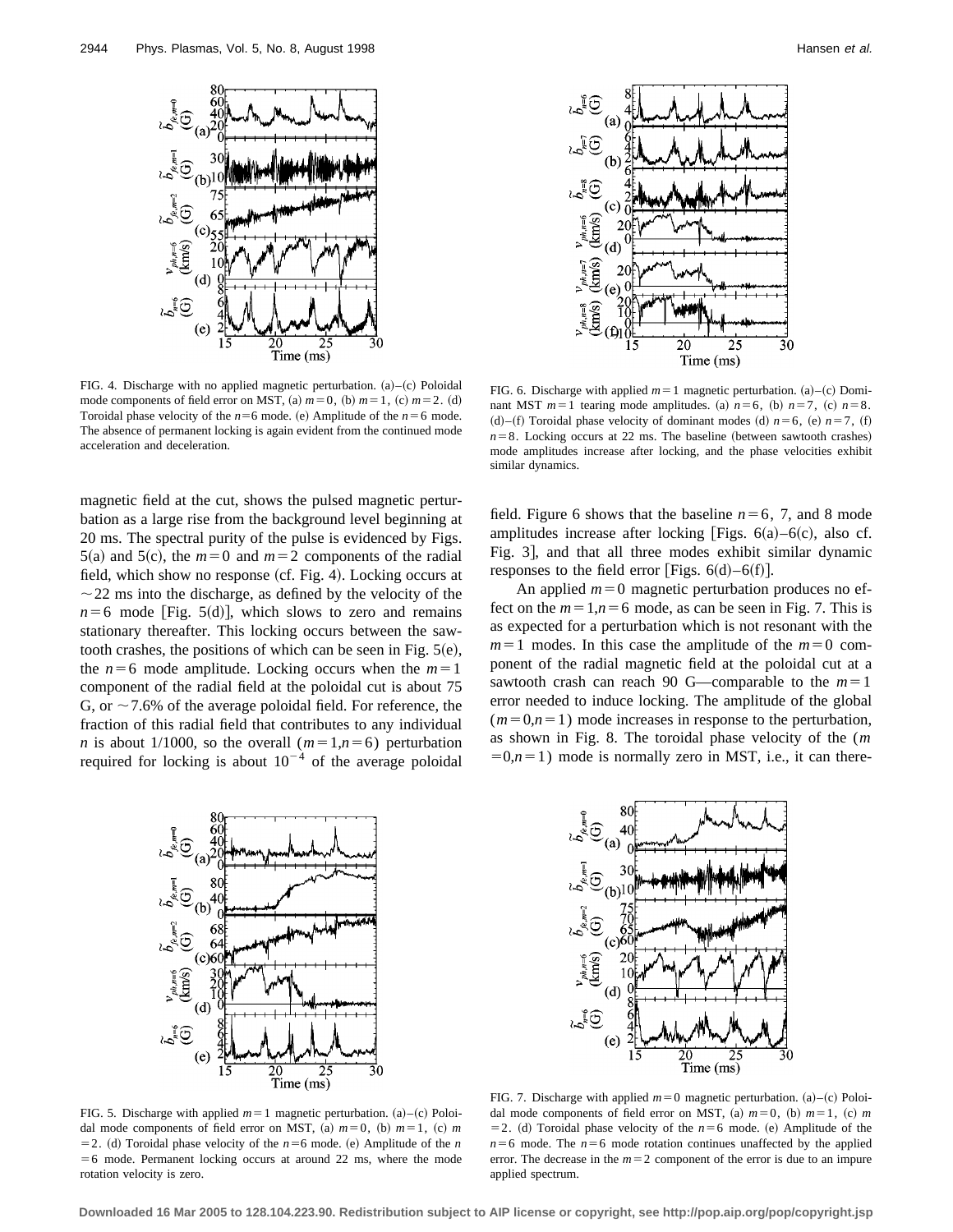FIG. 4. Discharge with no applied magnetic perturbation. (a)–(c) Poloidal mode components of field error on MST, (a) $m=0$, (b) $m=1$, (c) $m=2$. (d) Toroidal phase velocity of the $n=6$ mode. (e) Amplitude of the $n=6$ mode. The absence of permanent locking is again evident from the continued mode acceleration and deceleration.

magnetic field at the cut, shows the pulsed magnetic perturbation as a large rise from the background level beginning at 20 ms. The spectral purity of the pulse is evidenced by Figs. 5(a) and 5(c), the $m=0$ and $m=2$ components of the radial field, which show no response (cf. Fig. 4). Locking occurs at $\sim 22$ ms into the discharge, as defined by the velocity of the $n=6$ mode [Fig. 5(d)], which slows to zero and remains stationary thereafter. This locking occurs between the sawtooth crashes, the positions of which can be seen in Fig. 5(e), the $n=6$ mode amplitude. Locking occurs when the $m=1$ component of the radial field at the poloidal cut is about 75 G, or $\sim 7.6\%$ of the average poloidal field. For reference, the fraction of this radial field that contributes to any individual $n$ is about 1/1000, so the overall $(m=1,n=6)$ perturbation required for locking is about $10^{-4}$ of the average poloidal field. Figure 6 shows that the baseline $n=6$, 7, and 8 mode amplitudes increase after locking [Figs. 6(a)–6(c), also cf. Fig. 3], and that all three modes exhibit similar dynamic responses to the field error [Figs. 6(d)–6(f)].

An applied $m=0$ magnetic perturbation produces no effect on the $m=1,n=6$ mode, as can be seen in Fig. 7. This is as expected for a perturbation which is not resonant with the $m=1$ modes. In this case the amplitude of the $m=0$ component of the radial magnetic field at the poloidal cut at a sawtooth crash can reach 90 G—comparable to the $m=1$ error needed to induce locking. The amplitude of the global $(m=0,n=1)$ mode increases in response to the perturbation, as shown in Fig. 8. The toroidal phase velocity of the $(m=0,n=1)$ mode is normally zero in MST, i.e., it can there-

FIG. 5. Discharge with applied $m=1$ magnetic perturbation. (a)–(c) Poloidal mode components of field error on MST, (a) $m=0$, (b) $m=1$, (c) $m=2$. (d) Toroidal phase velocity of the $n=6$ mode. (e) Amplitude of the $n=6$ mode. Permanent locking occurs at around 22 ms, where the mode rotation velocity is zero.

FIG. 6. Discharge with applied $m=1$ magnetic perturbation. (a)–(c) Dominant MST $m=1$ tearing mode amplitudes. (a) $n=6$, (b) $n=7$, (c) $n=8$. (d)–(f) Toroidal phase velocity of dominant modes (d) $n=6$, (e) $n=7$, (f) $n=8$. Locking occurs at 22 ms. The baseline (between sawtooth crashes) mode amplitudes increase after locking, and the phase velocities exhibit similar dynamics.

FIG. 7. Discharge with applied $m=0$ magnetic perturbation. (a)–(c) Poloidal mode components of field error on MST, (a) $m=0$, (b) $m=1$, (c) $m=2$. (d) Toroidal phase velocity of the $n=6$ mode. (e) Amplitude of the $n=6$ mode. The $n=6$ mode rotation continues unaffected by the applied error. The decrease in the $m=2$ component of the error is due to an impure applied spectrum.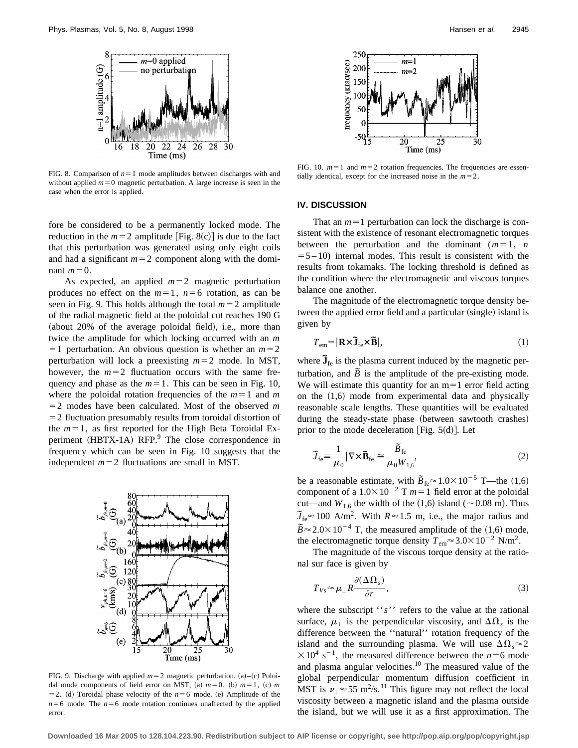FIG. 8. Comparison of $n=1$ mode amplitudes between discharges with and without applied $m=0$ magnetic perturbation. A large increase is seen in the case when the error is applied.

fore be considered to be a permanently locked mode. The reduction in the $m=2$ amplitude [Fig. 8(c)] is due to the fact that this perturbation was generated using only eight coils and had a significant $m=2$ component along with the dominant $m=0$.

As expected, an applied $m=2$ magnetic perturbation produces no effect on the $m=1$, $n=6$ rotation, as can be seen in Fig. 9. This holds although the total $m=2$ amplitude of the radial magnetic field at the poloidal cut reaches 190 G (about 20% of the average poloidal field), i.e., more than twice the amplitude for which locking occurred with an $m=1$ perturbation. An obvious question is whether an $m=2$ perturbation will lock a preexisting $m=2$ mode. In MST, however, the $m=2$ fluctuation occurs with the same frequency and phase as the $m=1$. This can be seen in Fig. 10, where the poloidal rotation frequencies of the $m=1$ and $m=2$ modes have been calculated. Most of the observed $m=2$ fluctuation presumably results from toroidal distortion of the $m=1$, as first reported for the High Beta Toroidal Experiment (HBTX-1A) RFP.[9] The close correspondence in frequency which can be seen in Fig. 10 suggests that the independent $m=2$ fluctuations are small in MST.

FIG. 9. Discharge with applied $m=2$ magnetic perturbation. (a)–(c) Poloidal mode components of field error on MST, (a) $m=0$, (b) $m=1$, (c) $m=2$. (d) Toroidal phase velocity of the $n=6$ mode. (e) Amplitude of the $n=6$ mode. The $n=6$ mode rotation continues unaffected by the applied error.

FIG. 10. $m=1$ and $m=2$ rotation frequencies. The frequencies are essentially identical, except for the increased noise in the $m=2$.

## IV. DISCUSSION

That an $m=1$ perturbation can lock the discharge is consistent with the existence of resonant electromagnetic torques between the perturbation and the dominant ($m=1$, $n=5$–10) internal modes. This result is consistent with the results from tokamaks. The locking threshold is defined as the condition where the electromagnetic and viscous torques balance one another.

The magnitude of the electromagnetic torque density between the applied error field and a particular (single) island is given by

$$T_{\text{em}} = |\mathbf{R} \times \tilde{\mathbf{J}}_{\text{fe}} \times \tilde{\mathbf{B}}|, \tag{1}$$

where $\tilde{\mathbf{J}}_{\text{fe}}$ is the plasma current induced by the magnetic perturbation, and $\tilde{B}$ is the amplitude of the pre-existing mode. We will estimate this quantity for an m=1 error field acting on the (1,6) mode from experimental data and physically reasonable scale lengths. These quantities will be evaluated during the steady-state phase (between sawtooth crashes) prior to the mode deceleration [Fig. 5(d)]. Let

$$\tilde{J}_{\text{fe}} \equiv \frac{1}{\mu_0} |\nabla \times \tilde{\mathbf{B}}_{\text{fe}}| \cong \frac{\tilde{B}_{\text{fe}}}{\mu_0 W_{1,6}}, \tag{2}$$

be a reasonable estimate, with $\tilde{B}_{\text{fe}} \approx 1.0 \times 10^{-5}$ T—the (1,6) component of a $1.0 \times 10^{-2}$ T $m=1$ field error at the poloidal cut—and $W_{1,6}$ the width of the (1,6) island ($\sim 0.08$ m). Thus $\tilde{J}_{\text{fe}} \approx 100$ A/m$^2$. With $R \approx 1.5$ m, i.e., the major radius and $\tilde{B} \approx 2.0 \times 10^{-4}$ T, the measured amplitude of the (1,6) mode, the electromagnetic torque density $T_{\text{em}} \approx 3.0 \times 10^{-2}$ N/m$^2$.

The magnitude of the viscous torque density at the rational sur face is given by

$$T_{Vs} \approx \mu_{\perp} R \frac{\partial(\Delta \Omega_s)}{\partial r}, \tag{3}$$

where the subscript ''$s$'' refers to the value at the rational surface, $\mu_{\perp}$ is the perpendicular viscosity, and $\Delta \Omega_s$ is the difference between the ''natural'' rotation frequency of the island and the surrounding plasma. We will use $\Delta \Omega_s \approx 2 \times 10^4$ s$^{-1}$, the measured difference between the $n=6$ mode and plasma angular velocities.[10] The measured value of the global perpendicular momentum diffusion coefficient in MST is $\nu_{\perp} \approx 55$ m$^2$/s.[11] This figure may not reflect the local viscosity between a magnetic island and the plasma outside the island, but we will use it as a first approximation. The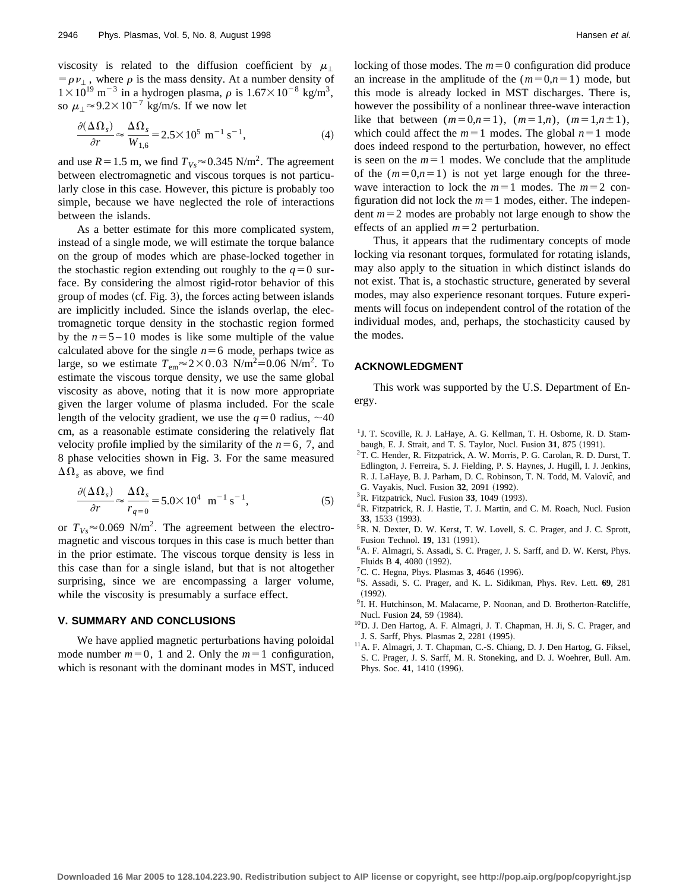viscosity is related to the diffusion coefficient by $\mu_\perp = \rho \nu_\perp$, where $\rho$ is the mass density. At a number density of $1\times10^{19}$ m$^{-3}$ in a hydrogen plasma, $\rho$ is $1.67\times10^{-8}$ kg/m$^3$, so $\mu_\perp \approx 9.2\times10^{-7}$ kg/m/s. If we now let

$$\frac{\partial(\Delta\Omega_s)}{\partial r} \approx \frac{\Delta\Omega_s}{W_{1,6}} = 2.5\times10^5 \text{ m}^{-1}\text{ s}^{-1}, \tag{4}$$

and use $R=1.5$ m, we find $T_{Vs}\approx 0.345$ N/m$^2$. The agreement between electromagnetic and viscous torques is not particularly close in this case. However, this picture is probably too simple, because we have neglected the role of interactions between the islands.

As a better estimate for this more complicated system, instead of a single mode, we will estimate the torque balance on the group of modes which are phase-locked together in the stochastic region extending out roughly to the $q=0$ surface. By considering the almost rigid-rotor behavior of this group of modes (cf. Fig. 3), the forces acting between islands are implicitly included. Since the islands overlap, the electromagnetic torque density in the stochastic region formed by the $n=5-10$ modes is like some multiple of the value calculated above for the single $n=6$ mode, perhaps twice as large, so we estimate $T_{\text{em}}\approx 2\times0.03$ N/m$^2$=0.06 N/m$^2$. To estimate the viscous torque density, we use the same global viscosity as above, noting that it is now more appropriate given the larger volume of plasma included. For the scale length of the velocity gradient, we use the $q=0$ radius, $\sim$40 cm, as a reasonable estimate considering the relatively flat velocity profile implied by the similarity of the $n=6$, 7, and 8 phase velocities shown in Fig. 3. For the same measured $\Delta\Omega_s$ as above, we find

$$\frac{\partial(\Delta\Omega_s)}{\partial r} \approx \frac{\Delta\Omega_s}{r_{q=0}} = 5.0\times10^4 \text{ m}^{-1}\text{ s}^{-1}, \tag{5}$$

or $T_{Vs}\approx 0.069$ N/m$^2$. The agreement between the electromagnetic and viscous torques in this case is much better than in the prior estimate. The viscous torque density is less in this case than for a single island, but that is not altogether surprising, since we are encompassing a larger volume, while the viscosity is presumably a surface effect.

## V. SUMMARY AND CONCLUSIONS

We have applied magnetic perturbations having poloidal mode number $m=0$, 1 and 2. Only the $m=1$ configuration, which is resonant with the dominant modes in MST, induced locking of those modes. The $m=0$ configuration did produce an increase in the amplitude of the $(m=0,n=1)$ mode, but this mode is already locked in MST discharges. There is, however the possibility of a nonlinear three-wave interaction like that between $(m=0,n=1)$, $(m=1,n)$, $(m=1,n\pm1)$, which could affect the $m=1$ modes. The global $n=1$ mode does indeed respond to the perturbation, however, no effect is seen on the $m=1$ modes. We conclude that the amplitude of the $(m=0,n=1)$ is not yet large enough for the three-wave interaction to lock the $m=1$ modes. The $m=2$ configuration did not lock the $m=1$ modes, either. The independent $m=2$ modes are probably not large enough to show the effects of an applied $m=2$ perturbation.

Thus, it appears that the rudimentary concepts of mode locking via resonant torques, formulated for rotating islands, may also apply to the situation in which distinct islands do not exist. That is, a stochastic structure, generated by several modes, may also experience resonant torques. Future experiments will focus on independent control of the rotation of the individual modes, and, perhaps, the stochasticity caused by the modes.

## ACKNOWLEDGMENT

This work was supported by the U.S. Department of Energy.

[1] J. T. Scoville, R. J. LaHaye, A. G. Kellman, T. H. Osborne, R. D. Stambaugh, E. J. Strait, and T. S. Taylor, Nucl. Fusion **31**, 875 (1991).

[2] T. C. Hender, R. Fitzpatrick, A. W. Morris, P. G. Carolan, R. D. Durst, T. Edlington, J. Ferreira, S. J. Fielding, P. S. Haynes, J. Hugill, I. J. Jenkins, R. J. LaHaye, B. J. Parham, D. C. Robinson, T. N. Todd, M. Valovič, and G. Vayakis, Nucl. Fusion **32**, 2091 (1992).

[3] R. Fitzpatrick, Nucl. Fusion **33**, 1049 (1993).

[4] R. Fitzpatrick, R. J. Hastie, T. J. Martin, and C. M. Roach, Nucl. Fusion **33**, 1533 (1993).

[5] R. N. Dexter, D. W. Kerst, T. W. Lovell, S. C. Prager, and J. C. Sprott, Fusion Technol. **19**, 131 (1991).

[6] A. F. Almagri, S. Assadi, S. C. Prager, J. S. Sarff, and D. W. Kerst, Phys. Fluids B **4**, 4080 (1992).

[7] C. C. Hegna, Phys. Plasmas **3**, 4646 (1996).

[8] S. Assadi, S. C. Prager, and K. L. Sidikman, Phys. Rev. Lett. **69**, 281 (1992).

[9] I. H. Hutchinson, M. Malacarne, P. Noonan, and D. Brotherton-Ratcliffe, Nucl. Fusion **24**, 59 (1984).

[10] D. J. Den Hartog, A. F. Almagri, J. T. Chapman, H. Ji, S. C. Prager, and J. S. Sarff, Phys. Plasmas **2**, 2281 (1995).

[11] A. F. Almagri, J. T. Chapman, C.-S. Chiang, D. J. Den Hartog, G. Fiksel, S. C. Prager, J. S. Sarff, M. R. Stoneking, and D. J. Woehrer, Bull. Am. Phys. Soc. **41**, 1410 (1996).